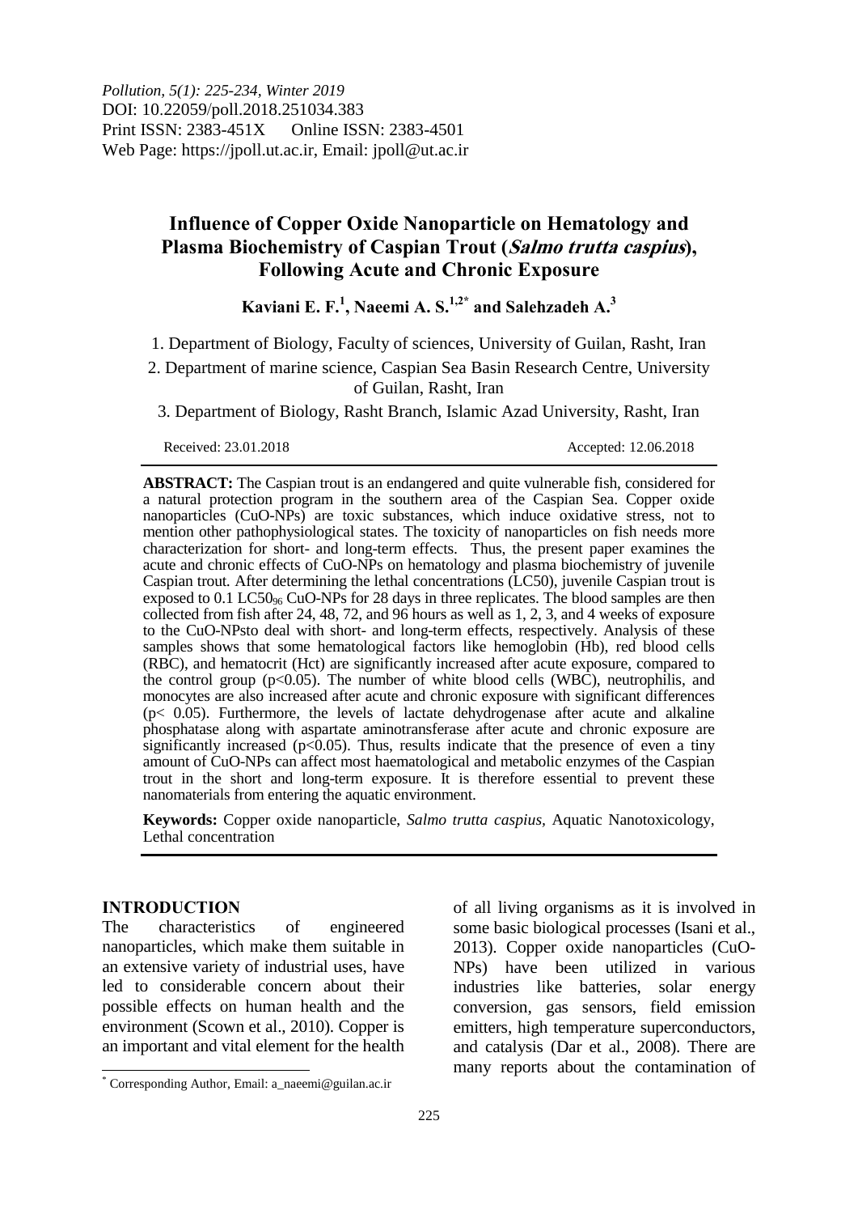*Pollution, 5(1): 225-234, Winter 2019*
DOI: 10.22059/poll.2018.251034.383
Print ISSN: 2383-451X Online ISSN: 2383-4501
Web Page: https://jpoll.ut.ac.ir, Email: jpoll@ut.ac.ir

# Influence of Copper Oxide Nanoparticle on Hematology and Plasma Biochemistry of Caspian Trout (*Salmo trutta caspius*), Following Acute and Chronic Exposure

**Kaviani E. F.[1], Naeemi A. S.[1,2*] and Salehzadeh A.[3]**

1. Department of Biology, Faculty of sciences, University of Guilan, Rasht, Iran
2. Department of marine science, Caspian Sea Basin Research Centre, University of Guilan, Rasht, Iran
3. Department of Biology, Rasht Branch, Islamic Azad University, Rasht, Iran

Received: 23.01.2018 Accepted: 12.06.2018

**ABSTRACT:** The Caspian trout is an endangered and quite vulnerable fish, considered for a natural protection program in the southern area of the Caspian Sea. Copper oxide nanoparticles (CuO-NPs) are toxic substances, which induce oxidative stress, not to mention other pathophysiological states. The toxicity of nanoparticles on fish needs more characterization for short- and long-term effects. Thus, the present paper examines the acute and chronic effects of CuO-NPs on hematology and plasma biochemistry of juvenile Caspian trout. After determining the lethal concentrations (LC50), juvenile Caspian trout is exposed to 0.1 $LC50_{96}$ CuO-NPs for 28 days in three replicates. The blood samples are then collected from fish after 24, 48, 72, and 96 hours as well as 1, 2, 3, and 4 weeks of exposure to the CuO-NPsto deal with short- and long-term effects, respectively. Analysis of these samples shows that some hematological factors like hemoglobin (Hb), red blood cells (RBC), and hematocrit (Hct) are significantly increased after acute exposure, compared to the control group ($p<0.05$). The number of white blood cells (WBC), neutrophilis, and monocytes are also increased after acute and chronic exposure with significant differences ($p< 0.05$). Furthermore, the levels of lactate dehydrogenase after acute and alkaline phosphatase along with aspartate aminotransferase after acute and chronic exposure are significantly increased ($p<0.05$). Thus, results indicate that the presence of even a tiny amount of CuO-NPs can affect most haematological and metabolic enzymes of the Caspian trout in the short and long-term exposure. It is therefore essential to prevent these nanomaterials from entering the aquatic environment.

**Keywords:** Copper oxide nanoparticle, *Salmo trutta caspius*, Aquatic Nanotoxicology, Lethal concentration

## INTRODUCTION

The characteristics of engineered nanoparticles, which make them suitable in an extensive variety of industrial uses, have led to considerable concern about their possible effects on human health and the environment (Scown et al., 2010). Copper is an important and vital element for the health of all living organisms as it is involved in some basic biological processes (Isani et al., 2013). Copper oxide nanoparticles (CuO-NPs) have been utilized in various industries like batteries, solar energy conversion, gas sensors, field emission emitters, high temperature superconductors, and catalysis (Dar et al., 2008). There are many reports about the contamination of

[*] Corresponding Author, Email: a_naeemi@guilan.ac.ir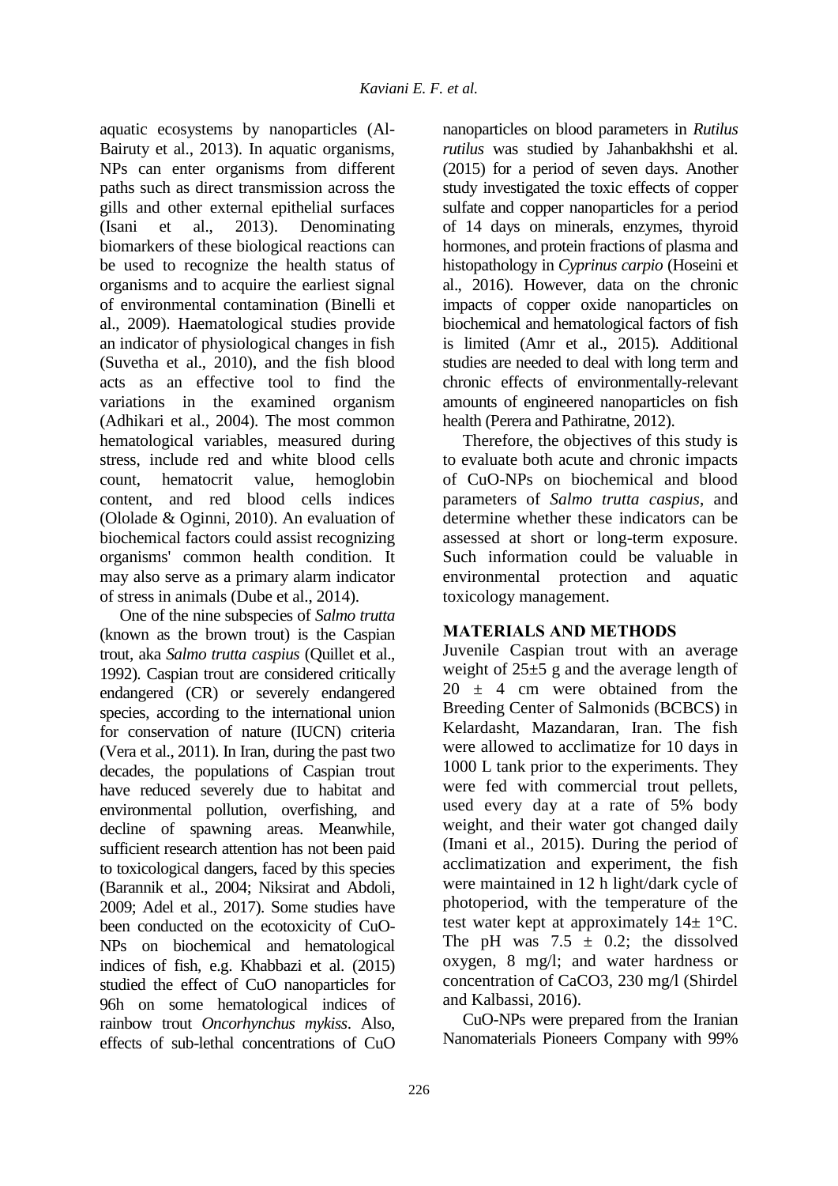aquatic ecosystems by nanoparticles (Al-Bairuty et al., 2013). In aquatic organisms, NPs can enter organisms from different paths such as direct transmission across the gills and other external epithelial surfaces (Isani et al., 2013). Denominating biomarkers of these biological reactions can be used to recognize the health status of organisms and to acquire the earliest signal of environmental contamination (Binelli et al., 2009). Haematological studies provide an indicator of physiological changes in fish (Suvetha et al., 2010), and the fish blood acts as an effective tool to find the variations in the examined organism (Adhikari et al., 2004). The most common hematological variables, measured during stress, include red and white blood cells count, hematocrit value, hemoglobin content, and red blood cells indices (Ololade & Oginni, 2010). An evaluation of biochemical factors could assist recognizing organisms' common health condition. It may also serve as a primary alarm indicator of stress in animals (Dube et al., 2014).

One of the nine subspecies of *Salmo trutta* (known as the brown trout) is the Caspian trout, aka *Salmo trutta caspius* (Quillet et al., 1992). Caspian trout are considered critically endangered (CR) or severely endangered species, according to the international union for conservation of nature (IUCN) criteria (Vera et al., 2011). In Iran, during the past two decades, the populations of Caspian trout have reduced severely due to habitat and environmental pollution, overfishing, and decline of spawning areas. Meanwhile, sufficient research attention has not been paid to toxicological dangers, faced by this species (Barannik et al., 2004; Niksirat and Abdoli, 2009; Adel et al., 2017). Some studies have been conducted on the ecotoxicity of CuO-NPs on biochemical and hematological indices of fish, e.g. Khabbazi et al. (2015) studied the effect of CuO nanoparticles for 96h on some hematological indices of rainbow trout *Oncorhynchus mykiss*. Also, effects of sub-lethal concentrations of CuO nanoparticles on blood parameters in *Rutilus rutilus* was studied by Jahanbakhshi et al. (2015) for a period of seven days. Another study investigated the toxic effects of copper sulfate and copper nanoparticles for a period of 14 days on minerals, enzymes, thyroid hormones, and protein fractions of plasma and histopathology in *Cyprinus carpio* (Hoseini et al., 2016). However, data on the chronic impacts of copper oxide nanoparticles on biochemical and hematological factors of fish is limited (Amr et al., 2015). Additional studies are needed to deal with long term and chronic effects of environmentally-relevant amounts of engineered nanoparticles on fish health (Perera and Pathiratne, 2012).

Therefore, the objectives of this study is to evaluate both acute and chronic impacts of CuO-NPs on biochemical and blood parameters of *Salmo trutta caspius*, and determine whether these indicators can be assessed at short or long-term exposure. Such information could be valuable in environmental protection and aquatic toxicology management.

## MATERIALS AND METHODS

Juvenile Caspian trout with an average weight of 25±5 g and the average length of 20 ± 4 cm were obtained from the Breeding Center of Salmonids (BCBCS) in Kelardasht, Mazandaran, Iran. The fish were allowed to acclimatize for 10 days in 1000 L tank prior to the experiments. They were fed with commercial trout pellets, used every day at a rate of 5% body weight, and their water got changed daily (Imani et al., 2015). During the period of acclimatization and experiment, the fish were maintained in 12 h light/dark cycle of photoperiod, with the temperature of the test water kept at approximately 14± 1°C. The pH was 7.5 ± 0.2; the dissolved oxygen, 8 mg/l; and water hardness or concentration of $CaCO_3$, 230 mg/l (Shirdel and Kalbassi, 2016).

CuO-NPs were prepared from the Iranian Nanomaterials Pioneers Company with 99%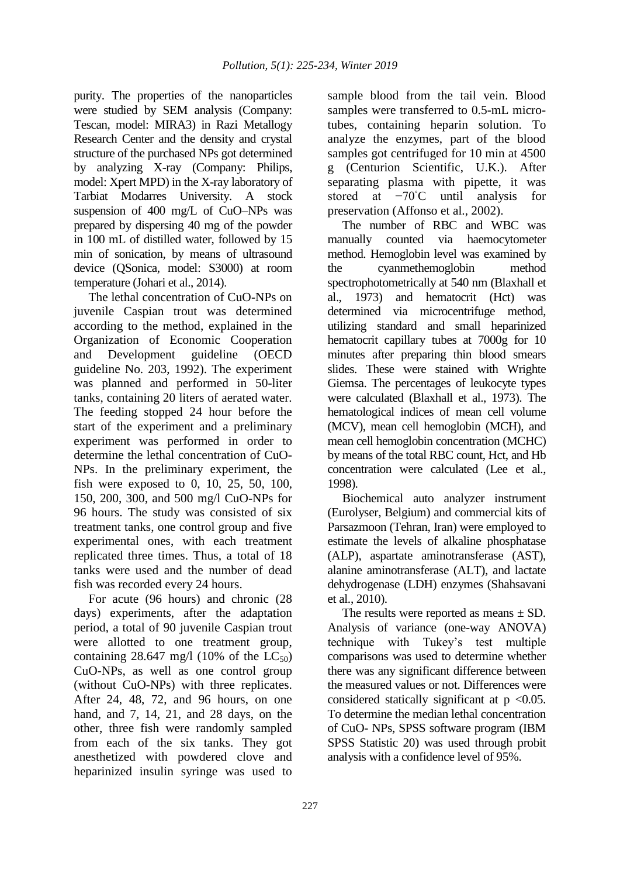purity. The properties of the nanoparticles were studied by SEM analysis (Company: Tescan, model: MIRA3) in Razi Metallogy Research Center and the density and crystal structure of the purchased NPs got determined by analyzing X-ray (Company: Philips, model: Xpert MPD) in the X-ray laboratory of Tarbiat Modarres University. A stock suspension of 400 mg/L of CuO–NPs was prepared by dispersing 40 mg of the powder in 100 mL of distilled water, followed by 15 min of sonication, by means of ultrasound device (QSonica, model: S3000) at room temperature (Johari et al., 2014).

The lethal concentration of CuO-NPs on juvenile Caspian trout was determined according to the method, explained in the Organization of Economic Cooperation and Development guideline (OECD guideline No. 203, 1992). The experiment was planned and performed in 50-liter tanks, containing 20 liters of aerated water. The feeding stopped 24 hour before the start of the experiment and a preliminary experiment was performed in order to determine the lethal concentration of CuO-NPs. In the preliminary experiment, the fish were exposed to 0, 10, 25, 50, 100, 150, 200, 300, and 500 mg/l CuO-NPs for 96 hours. The study was consisted of six treatment tanks, one control group and five experimental ones, with each treatment replicated three times. Thus, a total of 18 tanks were used and the number of dead fish was recorded every 24 hours.

For acute (96 hours) and chronic (28 days) experiments, after the adaptation period, a total of 90 juvenile Caspian trout were allotted to one treatment group, containing 28.647 mg/l (10% of the $LC_{50}$) CuO-NPs, as well as one control group (without CuO-NPs) with three replicates. After 24, 48, 72, and 96 hours, on one hand, and 7, 14, 21, and 28 days, on the other, three fish were randomly sampled from each of the six tanks. They got anesthetized with powdered clove and heparinized insulin syringe was used to sample blood from the tail vein. Blood samples were transferred to 0.5-mL micro-tubes, containing heparin solution. To analyze the enzymes, part of the blood samples got centrifuged for 10 min at 4500 g (Centurion Scientific, U.K.). After separating plasma with pipette, it was stored at −70°C until analysis for preservation (Affonso et al., 2002).

The number of RBC and WBC was manually counted via haemocytometer method. Hemoglobin level was examined by the cyanmethemoglobin method spectrophotometrically at 540 nm (Blaxhall et al., 1973) and hematocrit (Hct) was determined via microcentrifuge method, utilizing standard and small heparinized hematocrit capillary tubes at 7000g for 10 minutes after preparing thin blood smears slides. These were stained with Wrighte Giemsa. The percentages of leukocyte types were calculated (Blaxhall et al., 1973). The hematological indices of mean cell volume (MCV), mean cell hemoglobin (MCH), and mean cell hemoglobin concentration (MCHC) by means of the total RBC count, Hct, and Hb concentration were calculated (Lee et al., 1998).

Biochemical auto analyzer instrument (Eurolyser, Belgium) and commercial kits of Parsazmoon (Tehran, Iran) were employed to estimate the levels of alkaline phosphatase (ALP), aspartate aminotransferase (AST), alanine aminotransferase (ALT), and lactate dehydrogenase (LDH) enzymes (Shahsavani et al., 2010).

The results were reported as means ± SD. Analysis of variance (one-way ANOVA) technique with Tukey's test multiple comparisons was used to determine whether there was any significant difference between the measured values or not. Differences were considered statically significant at $p < 0.05$. To determine the median lethal concentration of CuO- NPs, SPSS software program (IBM SPSS Statistic 20) was used through probit analysis with a confidence level of 95%.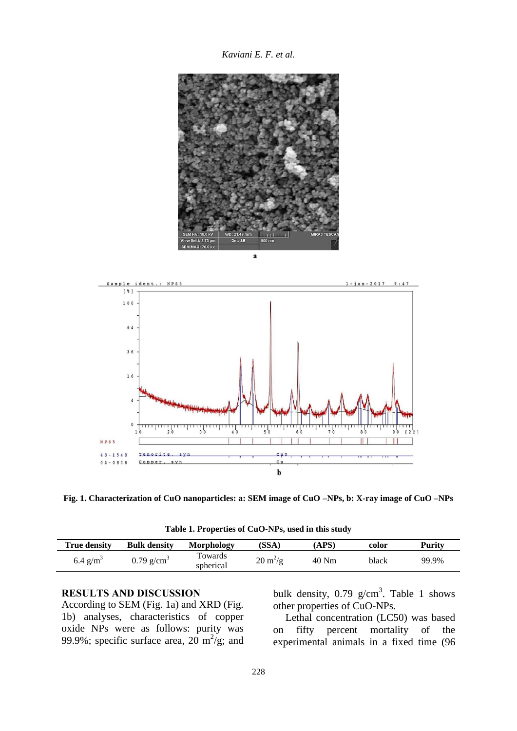**Fig. 1. Characterization of CuO nanoparticles: a: SEM image of CuO –NPs, b: X-ray image of CuO –NPs**

**Table 1. Properties of CuO-NPs, used in this study**

| True density | Bulk density | Morphology | (SSA) | (APS) | color | Purity |
|---|---|---|---|---|---|---|
| 6.4 $g/m^3$ | 0.79 $g/cm^3$ | Towards spherical | 20 $m^2/g$ | 40 Nm | black | 99.9% |

## RESULTS AND DISCUSSION

According to SEM (Fig. 1a) and XRD (Fig. 1b) analyses, characteristics of copper oxide NPs were as follows: purity was 99.9%; specific surface area, 20 $m^2/g$; and bulk density, 0.79 $g/cm^3$. Table 1 shows other properties of CuO-NPs.

Lethal concentration (LC50) was based on fifty percent mortality of the experimental animals in a fixed time (96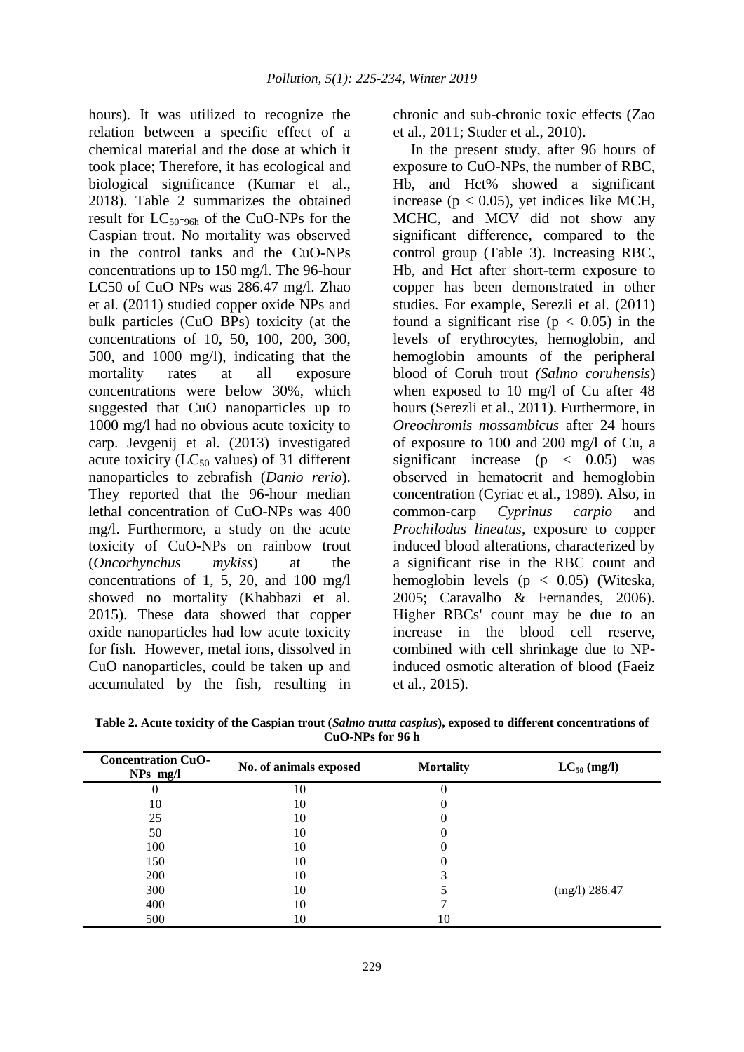hours). It was utilized to recognize the relation between a specific effect of a chemical material and the dose at which it took place; Therefore, it has ecological and biological significance (Kumar et al., 2018). Table 2 summarizes the obtained result for $LC_{50}$-$_{96h}$ of the CuO-NPs for the Caspian trout. No mortality was observed in the control tanks and the CuO-NPs concentrations up to 150 mg/l. The 96-hour LC50 of CuO NPs was 286.47 mg/l. Zhao et al. (2011) studied copper oxide NPs and bulk particles (CuO BPs) toxicity (at the concentrations of 10, 50, 100, 200, 300, 500, and 1000 mg/l), indicating that the mortality rates at all exposure concentrations were below 30%, which suggested that CuO nanoparticles up to 1000 mg/l had no obvious acute toxicity to carp. Jevgenij et al. (2013) investigated acute toxicity ($LC_{50}$ values) of 31 different nanoparticles to zebrafish (*Danio rerio*). They reported that the 96-hour median lethal concentration of CuO-NPs was 400 mg/l. Furthermore, a study on the acute toxicity of CuO-NPs on rainbow trout (*Oncorhynchus mykiss*) at the concentrations of 1, 5, 20, and 100 mg/l showed no mortality (Khabbazi et al. 2015). These data showed that copper oxide nanoparticles had low acute toxicity for fish. However, metal ions, dissolved in CuO nanoparticles, could be taken up and accumulated by the fish, resulting in chronic and sub-chronic toxic effects (Zao et al., 2011; Studer et al., 2010).

In the present study, after 96 hours of exposure to CuO-NPs, the number of RBC, Hb, and Hct% showed a significant increase ($p < 0.05$), yet indices like MCH, MCHC, and MCV did not show any significant difference, compared to the control group (Table 3). Increasing RBC, Hb, and Hct after short-term exposure to copper has been demonstrated in other studies. For example, Serezli et al. (2011) found a significant rise ($p < 0.05$) in the levels of erythrocytes, hemoglobin, and hemoglobin amounts of the peripheral blood of Coruh trout *(Salmo coruhensis*) when exposed to 10 mg/l of Cu after 48 hours (Serezli et al., 2011). Furthermore, in *Oreochromis mossambicus* after 24 hours of exposure to 100 and 200 mg/l of Cu, a significant increase ($p < 0.05$) was observed in hematocrit and hemoglobin concentration (Cyriac et al., 1989). Also, in common-carp *Cyprinus carpio* and *Prochilodus lineatus*, exposure to copper induced blood alterations, characterized by a significant rise in the RBC count and hemoglobin levels ($p < 0.05$) (Witeska, 2005; Caravalho & Fernandes, 2006). Higher RBCs' count may be due to an increase in the blood cell reserve, combined with cell shrinkage due to NP-induced osmotic alteration of blood (Faeiz et al., 2015).

**Table 2. Acute toxicity of the Caspian trout (*Salmo trutta caspius*), exposed to different concentrations of CuO-NPs for 96 h**

| Concentration CuO-NPs mg/l | No. of animals exposed | Mortality | $LC_{50}$ (mg/l) |
|---|---|---|---|
| 0 | 10 | 0 | |
| 10 | 10 | 0 | |
| 25 | 10 | 0 | |
| 50 | 10 | 0 | |
| 100 | 10 | 0 | |
| 150 | 10 | 0 | |
| 200 | 10 | 3 | |
| 300 | 10 | 5 | (mg/l) 286.47 |
| 400 | 10 | 7 | |
| 500 | 10 | 10 | |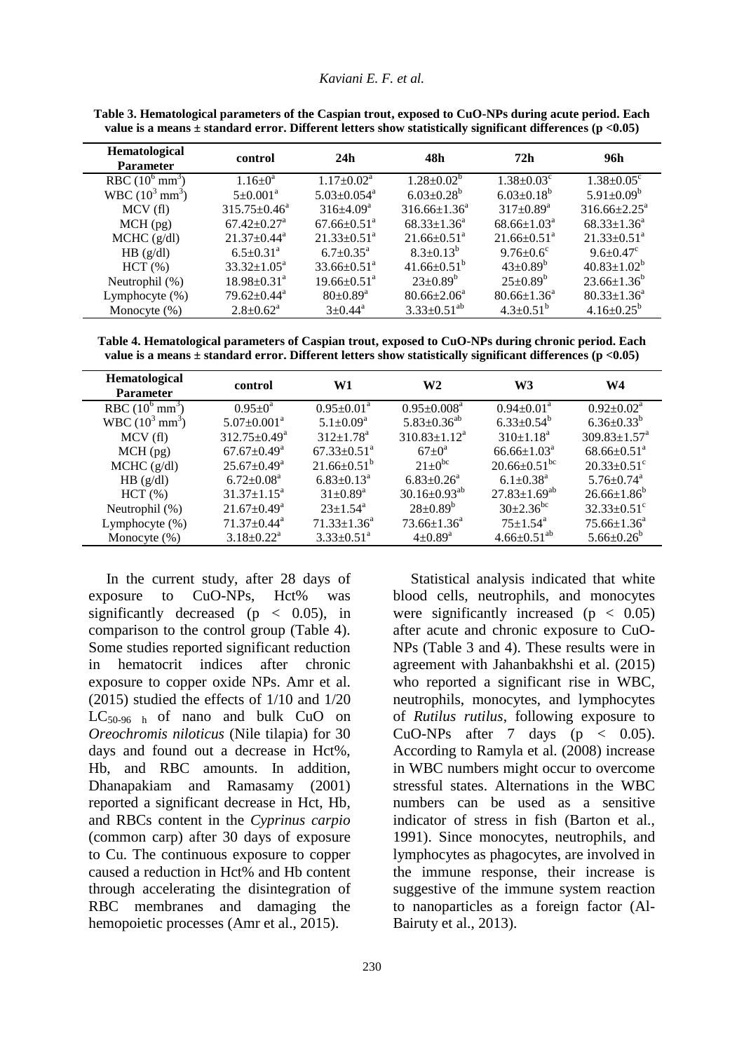**Table 3. Hematological parameters of the Caspian trout, exposed to CuO-NPs during acute period. Each value is a means ± standard error. Different letters show statistically significant differences (p <0.05)**

| Hematological Parameter | control | 24h | 48h | 72h | 96h |
|---|---|---|---|---|---|
| RBC ($10^6$ mm$^3$) | 1.16±0[a] | 1.17±0.02[a] | 1.28±0.02[b] | 1.38±0.03[c] | 1.38±0.05[c] |
| WBC ($10^3$ mm$^3$) | 5±0.001[a] | 5.03±0.054[a] | 6.03±0.28[b] | 6.03±0.18[b] | 5.91±0.09[b] |
| MCV (fl) | 315.75±0.46[a] | 316±4.09[a] | 316.66±1.36[a] | 317±0.89[a] | 316.66±2.25[a] |
| MCH (pg) | 67.42±0.27[a] | 67.66±0.51[a] | 68.33±1.36[a] | 68.66±1.03[a] | 68.33±1.36[a] |
| MCHC (g/dl) | 21.37±0.44[a] | 21.33±0.51[a] | 21.66±0.51[a] | 21.66±0.51[a] | 21.33±0.51[a] |
| HB (g/dl) | 6.5±0.31[a] | 6.7±0.35[a] | 8.3±0.13[b] | 9.76±0.6[c] | 9.6±0.47[c] |
| HCT (%) | 33.32±1.05[a] | 33.66±0.51[a] | 41.66±0.51[b] | 43±0.89[b] | 40.83±1.02[b] |
| Neutrophil (%) | 18.98±0.31[a] | 19.66±0.51[a] | 23±0.89[b] | 25±0.89[b] | 23.66±1.36[b] |
| Lymphocyte (%) | 79.62±0.44[a] | 80±0.89[a] | 80.66±2.06[a] | 80.66±1.36[a] | 80.33±1.36[a] |
| Monocyte (%) | 2.8±0.62[a] | 3±0.44[a] | 3.33±0.51[ab] | 4.3±0.51[b] | 4.16±0.25[b] |

**Table 4. Hematological parameters of Caspian trout, exposed to CuO-NPs during chronic period. Each value is a means ± standard error. Different letters show statistically significant differences (p <0.05)**

| Hematological Parameter | control | W1 | W2 | W3 | W4 |
|---|---|---|---|---|---|
| RBC ($10^6$ mm$^3$) | 0.95±0[a] | 0.95±0.01[a] | 0.95±0.008[a] | 0.94±0.01[a] | 0.92±0.02[a] |
| WBC ($10^3$ mm$^3$) | 5.07±0.001[a] | 5.1±0.09[a] | 5.83±0.36[ab] | 6.33±0.54[b] | 6.36±0.33[b] |
| MCV (fl) | 312.75±0.49[a] | 312±1.78[a] | 310.83±1.12[a] | 310±1.18[a] | 309.83±1.57[a] |
| MCH (pg) | 67.67±0.49[a] | 67.33±0.51[a] | 67±0[a] | 66.66±1.03[a] | 68.66±0.51[a] |
| MCHC (g/dl) | 25.67±0.49[a] | 21.66±0.51[b] | 21±0[bc] | 20.66±0.51[bc] | 20.33±0.51[c] |
| HB (g/dl) | 6.72±0.08[a] | 6.83±0.13[a] | 6.83±0.26[a] | 6.1±0.38[a] | 5.76±0.74[a] |
| HCT (%) | 31.37±1.15[a] | 31±0.89[a] | 30.16±0.93[ab] | 27.83±1.69[ab] | 26.66±1.86[b] |
| Neutrophil (%) | 21.67±0.49[a] | 23±1.54[a] | 28±0.89[b] | 30±2.36[bc] | 32.33±0.51[c] |
| Lymphocyte (%) | 71.37±0.44[a] | 71.33±1.36[a] | 73.66±1.36[a] | 75±1.54[a] | 75.66±1.36[a] |
| Monocyte (%) | 3.18±0.22[a] | 3.33±0.51[a] | 4±0.89[a] | 4.66±0.51[ab] | 5.66±0.26[b] |

In the current study, after 28 days of exposure to CuO-NPs, Hct% was significantly decreased ($p < 0.05$), in comparison to the control group (Table 4). Some studies reported significant reduction in hematocrit indices after chronic exposure to copper oxide NPs. Amr et al. (2015) studied the effects of 1/10 and 1/20 $LC_{50\text{-}96\ h}$ of nano and bulk CuO on *Oreochromis niloticus* (Nile tilapia) for 30 days and found out a decrease in Hct%, Hb, and RBC amounts. In addition, Dhanapakiam and Ramasamy (2001) reported a significant decrease in Hct, Hb, and RBCs content in the *Cyprinus carpio* (common carp) after 30 days of exposure to Cu. The continuous exposure to copper caused a reduction in Hct% and Hb content through accelerating the disintegration of RBC membranes and damaging the hemopoietic processes (Amr et al., 2015).

Statistical analysis indicated that white blood cells, neutrophils, and monocytes were significantly increased ($p < 0.05$) after acute and chronic exposure to CuO-NPs (Table 3 and 4). These results were in agreement with Jahanbakhshi et al. (2015) who reported a significant rise in WBC, neutrophils, monocytes, and lymphocytes of *Rutilus rutilus*, following exposure to CuO-NPs after 7 days ($p < 0.05$). According to Ramyla et al. (2008) increase in WBC numbers might occur to overcome stressful states. Alternations in the WBC numbers can be used as a sensitive indicator of stress in fish (Barton et al., 1991). Since monocytes, neutrophils, and lymphocytes as phagocytes, are involved in the immune response, their increase is suggestive of the immune system reaction to nanoparticles as a foreign factor (Al-Bairuty et al., 2013).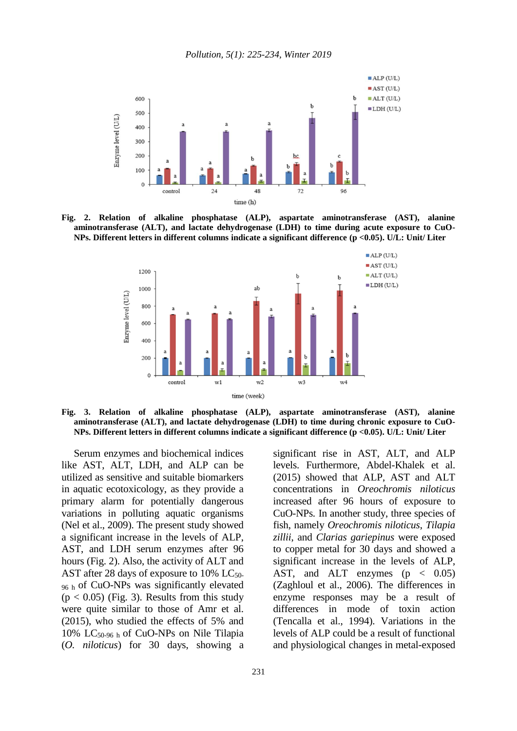**Fig. 2. Relation of alkaline phosphatase (ALP), aspartate aminotransferase (AST), alanine aminotransferase (ALT), and lactate dehydrogenase (LDH) to time during acute exposure to CuO-NPs. Different letters in different columns indicate a significant difference (p <0.05). U/L: Unit/ Liter**

**Fig. 3. Relation of alkaline phosphatase (ALP), aspartate aminotransferase (AST), alanine aminotransferase (ALT), and lactate dehydrogenase (LDH) to time during chronic exposure to CuO-NPs. Different letters in different columns indicate a significant difference (p <0.05). U/L: Unit/ Liter**

Serum enzymes and biochemical indices like AST, ALT, LDH, and ALP can be utilized as sensitive and suitable biomarkers in aquatic ecotoxicology, as they provide a primary alarm for potentially dangerous variations in polluting aquatic organisms (Nel et al., 2009). The present study showed a significant increase in the levels of ALP, AST, and LDH serum enzymes after 96 hours (Fig. 2). Also, the activity of ALT and AST after 28 days of exposure to 10% $LC_{50\text{-}96\ h}$ of CuO-NPs was significantly elevated ($p < 0.05$) (Fig. 3). Results from this study were quite similar to those of Amr et al. (2015), who studied the effects of 5% and 10% $LC_{50\text{-}96\ h}$ of CuO-NPs on Nile Tilapia (*O. niloticus*) for 30 days, showing a significant rise in AST, ALT, and ALP levels. Furthermore, Abdel-Khalek et al. (2015) showed that ALP, AST and ALT concentrations in *Oreochromis niloticus* increased after 96 hours of exposure to CuO-NPs. In another study, three species of fish, namely *Oreochromis niloticus*, *Tilapia zillii*, and *Clarias gariepinus* were exposed to copper metal for 30 days and showed a significant increase in the levels of ALP, AST, and ALT enzymes ($p < 0.05$) (Zaghloul et al., 2006). The differences in enzyme responses may be a result of differences in mode of toxin action (Tencalla et al., 1994). Variations in the levels of ALP could be a result of functional and physiological changes in metal-exposed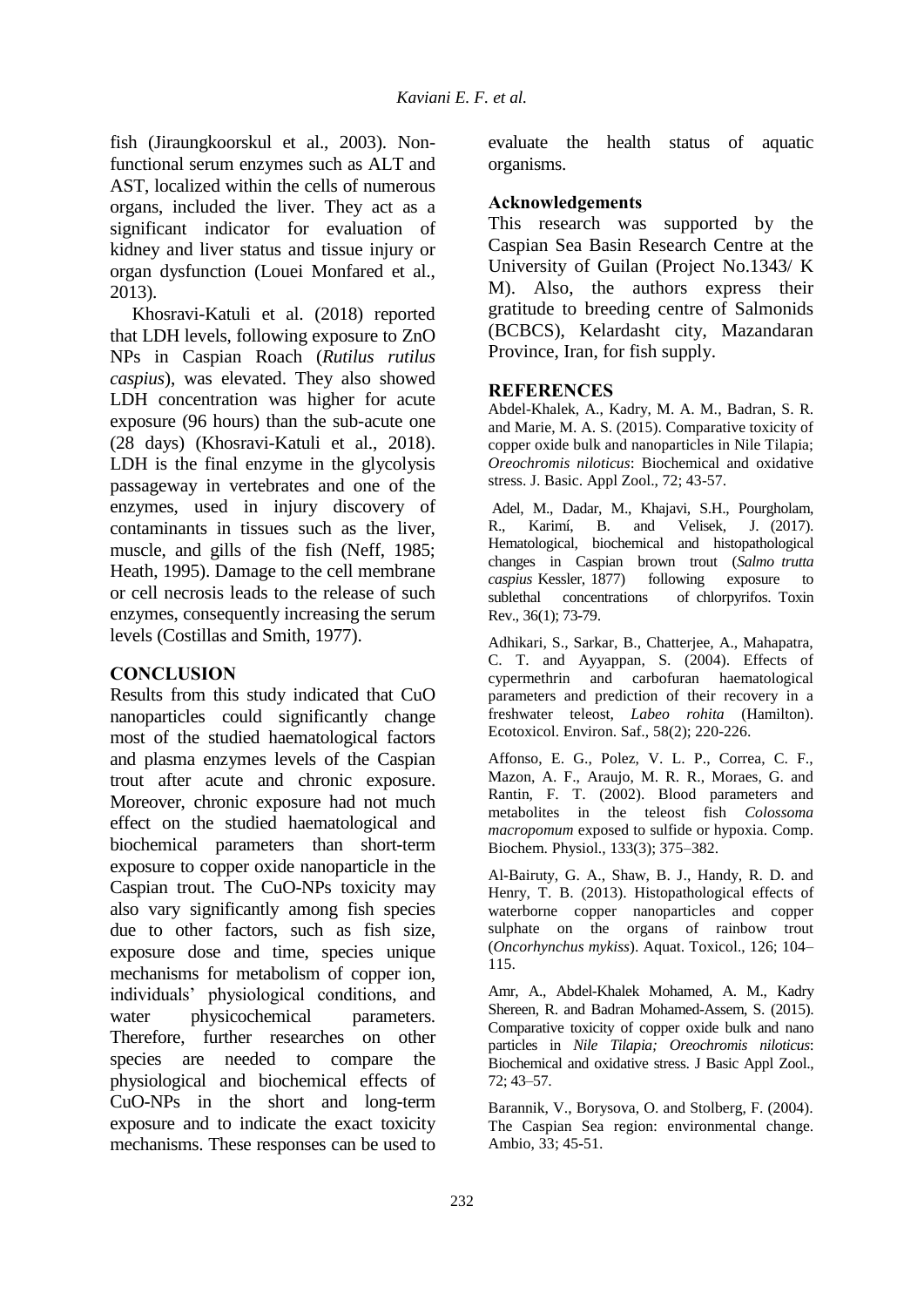fish (Jiraungkoorskul et al., 2003). Non-functional serum enzymes such as ALT and AST, localized within the cells of numerous organs, included the liver. They act as a significant indicator for evaluation of kidney and liver status and tissue injury or organ dysfunction (Louei Monfared et al., 2013).

Khosravi-Katuli et al. (2018) reported that LDH levels, following exposure to ZnO NPs in Caspian Roach (*Rutilus rutilus caspius*), was elevated. They also showed LDH concentration was higher for acute exposure (96 hours) than the sub-acute one (28 days) (Khosravi-Katuli et al., 2018). LDH is the final enzyme in the glycolysis passageway in vertebrates and one of the enzymes, used in injury discovery of contaminants in tissues such as the liver, muscle, and gills of the fish (Neff, 1985; Heath, 1995). Damage to the cell membrane or cell necrosis leads to the release of such enzymes, consequently increasing the serum levels (Costillas and Smith, 1977).

## CONCLUSION

Results from this study indicated that CuO nanoparticles could significantly change most of the studied haematological factors and plasma enzymes levels of the Caspian trout after acute and chronic exposure. Moreover, chronic exposure had not much effect on the studied haematological and biochemical parameters than short-term exposure to copper oxide nanoparticle in the Caspian trout. The CuO-NPs toxicity may also vary significantly among fish species due to other factors, such as fish size, exposure dose and time, species unique mechanisms for metabolism of copper ion, individuals' physiological conditions, and water physicochemical parameters. Therefore, further researches on other species are needed to compare the physiological and biochemical effects of CuO-NPs in the short and long-term exposure and to indicate the exact toxicity mechanisms. These responses can be used to evaluate the health status of aquatic organisms.

## Acknowledgements

This research was supported by the Caspian Sea Basin Research Centre at the University of Guilan (Project No.1343/ K M). Also, the authors express their gratitude to breeding centre of Salmonids (BCBCS), Kelardasht city, Mazandaran Province, Iran, for fish supply.

## REFERENCES

Abdel-Khalek, A., Kadry, M. A. M., Badran, S. R. and Marie, M. A. S. (2015). Comparative toxicity of copper oxide bulk and nanoparticles in Nile Tilapia; *Oreochromis niloticus*: Biochemical and oxidative stress. J. Basic. Appl Zool., 72; 43-57.

Adel, M., Dadar, M., Khajavi, S.H., Pourgholam, R., Karimí, B. and Velisek, J. (2017). Hematological, biochemical and histopathological changes in Caspian brown trout (*Salmo trutta caspius* Kessler, 1877) following exposure to sublethal concentrations of chlorpyrifos. Toxin Rev., 36(1); 73-79.

Adhikari, S., Sarkar, B., Chatterjee, A., Mahapatra, C. T. and Ayyappan, S. (2004). Effects of cypermethrin and carbofuran haematological parameters and prediction of their recovery in a freshwater teleost, *Labeo rohita* (Hamilton). Ecotoxicol. Environ. Saf., 58(2); 220-226.

Affonso, E. G., Polez, V. L. P., Correa, C. F., Mazon, A. F., Araujo, M. R. R., Moraes, G. and Rantin, F. T. (2002). Blood parameters and metabolites in the teleost fish *Colossoma macropomum* exposed to sulfide or hypoxia. Comp. Biochem. Physiol., 133(3); 375–382.

Al-Bairuty, G. A., Shaw, B. J., Handy, R. D. and Henry, T. B. (2013). Histopathological effects of waterborne copper nanoparticles and copper sulphate on the organs of rainbow trout (*Oncorhynchus mykiss*). Aquat. Toxicol., 126; 104–115.

Amr, A., Abdel-Khalek Mohamed, A. M., Kadry Shereen, R. and Badran Mohamed-Assem, S. (2015). Comparative toxicity of copper oxide bulk and nano particles in *Nile Tilapia; Oreochromis niloticus*: Biochemical and oxidative stress. J Basic Appl Zool., 72; 43–57.

Barannik, V., Borysova, O. and Stolberg, F. (2004). The Caspian Sea region: environmental change. Ambio, 33; 45-51.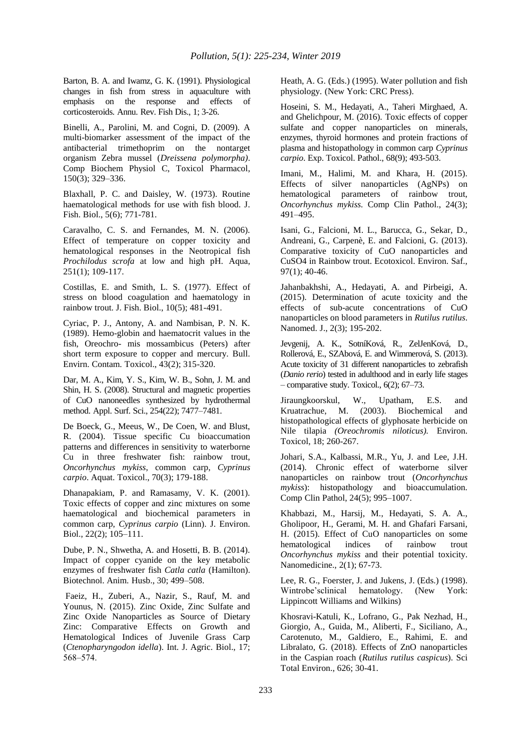Barton, B. A. and Iwamz, G. K. (1991). Physiological changes in fish from stress in aquaculture with emphasis on the response and effects of corticosteroids. Annu. Rev. Fish Dis., 1; 3-26.

Binelli, A., Parolini, M. and Cogni, D. (2009). A multi-biomarker assessment of the impact of the antibacterial trimethoprim on the nontarget organism Zebra mussel (*Dreissena polymorpha)*. Comp Biochem Physiol C, Toxicol Pharmacol, 150(3); 329–336.

Blaxhall, P. C. and Daisley, W. (1973). Routine haematological methods for use with fish blood. J. Fish. Biol., 5(6); 771-781.

Caravalho, C. S. and Fernandes, M. N. (2006). Effect of temperature on copper toxicity and hematological responses in the Neotropical fish *Prochilodus scrofa* at low and high pH. Aqua, 251(1); 109-117.

Costillas, E. and Smith, L. S. (1977). Effect of stress on blood coagulation and haematology in rainbow trout. J. Fish. Biol., 10(5); 481-491.

Cyriac, P. J., Antony, A. and Nambisan, P. N. K. (1989). Hemo-globin and haematocrit values in the fish, Oreochro- mis mossambicus (Peters) after short term exposure to copper and mercury. Bull. Envirn. Contam. Toxicol., 43(2); 315-320.

Dar, M. A., Kim, Y. S., Kim, W. B., Sohn, J. M. and Shin, H. S. (2008). Structural and magnetic properties of CuO nanoneedles synthesized by hydrothermal method. Appl. Surf. Sci., 254(22); 7477–7481.

De Boeck, G., Meeus, W., De Coen, W. and Blust, R. (2004). Tissue specific Cu bioaccumation patterns and differences in sensitivity to waterborne Cu in three freshwater fish: rainbow trout, *Oncorhynchus mykiss*, common carp, *Cyprinus carpio*. Aquat. Toxicol., 70(3); 179-188.

Dhanapakiam, P. and Ramasamy, V. K. (2001). Toxic effects of copper and zinc mixtures on some haematological and biochemical parameters in common carp, *Cyprinus carpio* (Linn). J. Environ. Biol., 22(2); 105–111.

Dube, P. N., Shwetha, A. and Hosetti, B. B. (2014). Impact of copper cyanide on the key metabolic enzymes of freshwater fish *Catla catla* (Hamilton). Biotechnol. Anim. Husb., 30; 499–508.

Faeiz, H., Zuberi, A., Nazir, S., Rauf, M. and Younus, N. (2015). Zinc Oxide, Zinc Sulfate and Zinc Oxide Nanoparticles as Source of Dietary Zinc: Comparative Effects on Growth and Hematological Indices of Juvenile Grass Carp (*Ctenopharyngodon idella*). Int. J. Agric. Biol., 17; 568–574.

Heath, A. G. (Eds.) (1995). Water pollution and fish physiology. (New York: CRC Press).

Hoseini, S. M., Hedayati, A., Taheri Mirghaed, A. and Ghelichpour, M. (2016). Toxic effects of copper sulfate and copper nanoparticles on minerals, enzymes, thyroid hormones and protein fractions of plasma and histopathology in common carp *Cyprinus carpio*. Exp. Toxicol. Pathol., 68(9); 493-503.

Imani, M., Halimi, M. and Khara, H. (2015). Effects of silver nanoparticles (AgNPs) on hematological parameters of rainbow trout, *Oncorhynchus mykiss.* Comp Clin Pathol., 24(3); 491–495.

Isani, G., Falcioni, M. L., Barucca, G., Sekar, D., Andreani, G., Carpenè, E. and Falcioni, G. (2013). Comparative toxicity of CuO nanoparticles and CuSO4 in Rainbow trout. Ecotoxicol. Environ. Saf., 97(1); 40-46.

Jahanbakhshi, A., Hedayati, A. and Pirbeigi, A. (2015). Determination of acute toxicity and the effects of sub-acute concentrations of CuO nanoparticles on blood parameters in *Rutilus rutilus*. Nanomed. J., 2(3); 195-202.

Jevgenij, A. K., SotníKová, R., ZelJenKová, D., Rollerová, E., SZAbová, E. and Wimmerová, S. (2013). Acute toxicity of 31 different nanoparticles to zebrafish (*Danio rerio*) tested in adulthood and in early life stages – comparative study. Toxicol., 6(2); 67–73.

Jiraungkoorskul, W., Upatham, E.S. and Kruatrachue, M. (2003). Biochemical and histopathological effects of glyphosate herbicide on Nile tilapia *(Oreochromis niloticus).* Environ. Toxicol, 18; 260-267.

Johari, S.A., Kalbassi, M.R., Yu, J. and Lee, J.H. (2014). Chronic effect of waterborne silver nanoparticles on rainbow trout (*Oncorhynchus mykiss*): histopathology and bioaccumulation. Comp Clin Pathol, 24(5); 995–1007.

Khabbazi, M., Harsij, M., Hedayati, S. A. A., Gholipoor, H., Gerami, M. H. and Ghafari Farsani, H. (2015). Effect of CuO nanoparticles on some hematological indices of rainbow trout *Oncorhynchus mykiss* and their potential toxicity. Nanomedicine., 2(1); 67-73.

Lee, R. G., Foerster, J. and Jukens, J. (Eds.) (1998). Wintrobe'sclinical hematology. (New York: Lippincott Williams and Wilkins)

Khosravi-Katuli, K., Lofrano, G., Pak Nezhad, H., Giorgio, A., Guida, M., Aliberti, F., Siciliano, A., Carotenuto, M., Galdiero, E., Rahimi, E. and Libralato, G. (2018). Effects of ZnO nanoparticles in the Caspian roach (*Rutilus rutilus caspicus*). Sci Total Environ., 626; 30-41.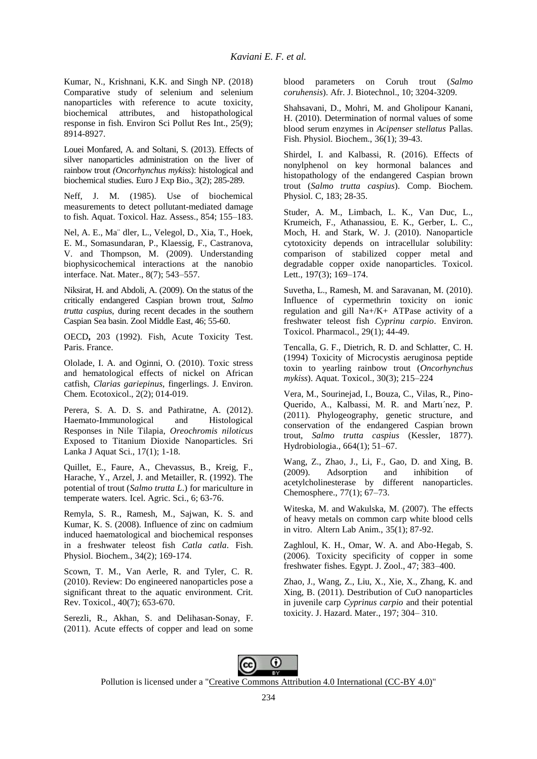Kumar, N., Krishnani, K.K. and Singh NP. (2018) Comparative study of selenium and selenium nanoparticles with reference to acute toxicity, biochemical attributes, and histopathological response in fish. Environ Sci Pollut Res Int., 25(9); 8914-8927.

Louei Monfared, A. and Soltani, S. (2013). Effects of silver nanoparticles administration on the liver of rainbow trout *(Oncorhynchus mykiss*): histological and biochemical studies. Euro J Exp Bio., 3(2); 285-289.

Neff, J. M. (1985). Use of biochemical measurements to detect pollutant-mediated damage to fish. Aquat. Toxicol. Haz. Assess., 854; 155–183.

Nel, A. E., Ma¨ dler, L., Velegol, D., Xia, T., Hoek, E. M., Somasundaran, P., Klaessig, F., Castranova, V. and Thompson, M. (2009). Understanding biophysicochemical interactions at the nanobio interface. Nat. Mater., 8(7); 543–557.

Niksirat, H. and Abdoli, A. (2009). On the status of the critically endangered Caspian brown trout, *Salmo trutta caspius*, during recent decades in the southern Caspian Sea basin. Zool Middle East, 46; 55-60.

OECD**,** 203 (1992). Fish, Acute Toxicity Test. Paris. France.

Ololade, I. A. and Oginni, O. (2010). Toxic stress and hematological effects of nickel on African catfish, *Clarias gariepinus*, fingerlings. J. Environ. Chem. Ecotoxicol., 2(2); 014-019.

Perera, S. A. D. S. and Pathiratne, A. (2012). Haemato-Immunological and Histological Responses in Nile Tilapia, *Oreochromis niloticus* Exposed to Titanium Dioxide Nanoparticles. Sri Lanka J Aquat Sci., 17(1); 1-18.

Quillet, E., Faure, A., Chevassus, B., Kreig, F., Harache, Y., Arzel, J. and Metailler, R. (1992). The potential of trout (*Salmo trutta L*.) for mariculture in temperate waters. Icel. Agric. Sci., 6; 63-76.

Remyla, S. R., Ramesh, M., Sajwan, K. S. and Kumar, K. S. (2008). Influence of zinc on cadmium induced haematological and biochemical responses in a freshwater teleost fish *Catla catla*. Fish. Physiol. Biochem., 34(2); 169-174.

Scown, T. M., Van Aerle, R. and Tyler, C. R. (2010). Review: Do engineered nanoparticles pose a significant threat to the aquatic environment. Crit. Rev. Toxicol., 40(7); 653-670.

Serezli, R., Akhan, S. and Delihasan-Sonay, F. (2011). Acute effects of copper and lead on some blood parameters on Coruh trout (*Salmo coruhensis*). Afr. J. Biotechnol., 10; 3204-3209.

Shahsavani, D., Mohri, M. and Gholipour Kanani, H. (2010). Determination of normal values of some blood serum enzymes in *Acipenser stellatus* Pallas. Fish. Physiol. Biochem., 36(1); 39-43.

Shirdel, I. and Kalbassi, R. (2016). Effects of nonylphenol on key hormonal balances and histopathology of the endangered Caspian brown trout (*Salmo trutta caspius*). Comp. Biochem. Physiol. C, 183; 28-35.

Studer, A. M., Limbach, L. K., Van Duc, L., Krumeich, F., Athanassiou, E. K., Gerber, L. C., Moch, H. and Stark, W. J. (2010). Nanoparticle cytotoxicity depends on intracellular solubility: comparison of stabilized copper metal and degradable copper oxide nanoparticles. Toxicol. Lett., 197(3); 169–174.

Suvetha, L., Ramesh, M. and Saravanan, M. (2010). Influence of cypermethrin toxicity on ionic regulation and gill Na+/K+ ATPase activity of a freshwater teleost fish *Cyprinu carpio*. Environ. Toxicol. Pharmacol., 29(1); 44-49.

Tencalla, G. F., Dietrich, R. D. and Schlatter, C. H. (1994) Toxicity of Microcystis aeruginosa peptide toxin to yearling rainbow trout (*Oncorhynchus mykiss*). Aquat. Toxicol., 30(3); 215–224

Vera, M., Sourinejad, I., Bouza, C., Vilas, R., Pino-Querido, A., Kalbassi, M. R. and Martı´nez, P. (2011). Phylogeography, genetic structure, and conservation of the endangered Caspian brown trout, *Salmo trutta caspius* (Kessler, 1877). Hydrobiologia., 664(1); 51–67.

Wang, Z., Zhao, J., Li, F., Gao, D. and Xing, B. (2009). Adsorption and inhibition of acetylcholinesterase by different nanoparticles. Chemosphere., 77(1); 67–73.

Witeska, M. and Wakulska, M. (2007). The effects of heavy metals on common carp white blood cells in vitro. Altern Lab Anim., 35(1); 87-92.

Zaghloul, K. H., Omar, W. A. and Abo-Hegab, S. (2006). Toxicity specificity of copper in some freshwater fishes. Egypt. J. Zool., 47; 383–400.

Zhao, J., Wang, Z., Liu, X., Xie, X., Zhang, K. and Xing, B. (2011). Destribution of CuO nanoparticles in juvenile carp *Cyprinus carpio* and their potential toxicity. J. Hazard. Mater., 197; 304– 310.

Pollution is licensed under a "Creative Commons Attribution 4.0 International (CC-BY 4.0)"